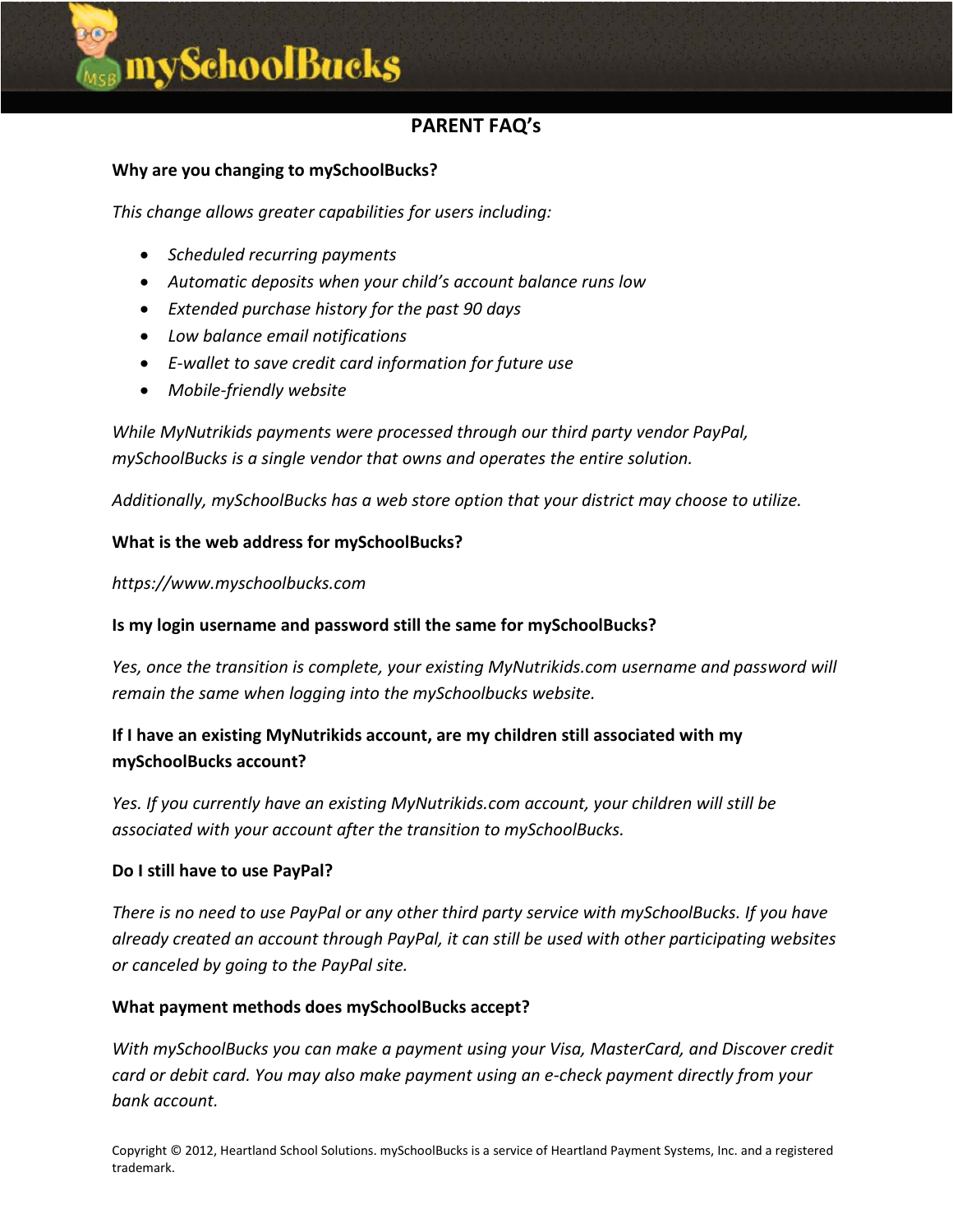# mySchoolBucks

## PARENT FAQ's

**Why are you changing to mySchoolBucks?**

*This change allows greater capabilities for users including:*

- *Scheduled recurring payments*
- *Automatic deposits when your child's account balance runs low*
- *Extended purchase history for the past 90 days*
- *Low balance email notifications*
- *E-wallet to save credit card information for future use*
- *Mobile-friendly website*

*While MyNutrikids payments were processed through our third party vendor PayPal, mySchoolBucks is a single vendor that owns and operates the entire solution.*

*Additionally, mySchoolBucks has a web store option that your district may choose to utilize.*

**What is the web address for mySchoolBucks?**

*https://www.myschoolbucks.com*

**Is my login username and password still the same for mySchoolBucks?**

*Yes, once the transition is complete, your existing MyNutrikids.com username and password will remain the same when logging into the mySchoolbucks website.*

**If I have an existing MyNutrikids account, are my children still associated with my mySchoolBucks account?**

*Yes. If you currently have an existing MyNutrikids.com account, your children will still be associated with your account after the transition to mySchoolBucks.*

**Do I still have to use PayPal?**

*There is no need to use PayPal or any other third party service with mySchoolBucks. If you have already created an account through PayPal, it can still be used with other participating websites or canceled by going to the PayPal site.*

**What payment methods does mySchoolBucks accept?**

*With mySchoolBucks you can make a payment using your Visa, MasterCard, and Discover credit card or debit card. You may also make payment using an e-check payment directly from your bank account.*

Copyright © 2012, Heartland School Solutions. mySchoolBucks is a service of Heartland Payment Systems, Inc. and a registered trademark.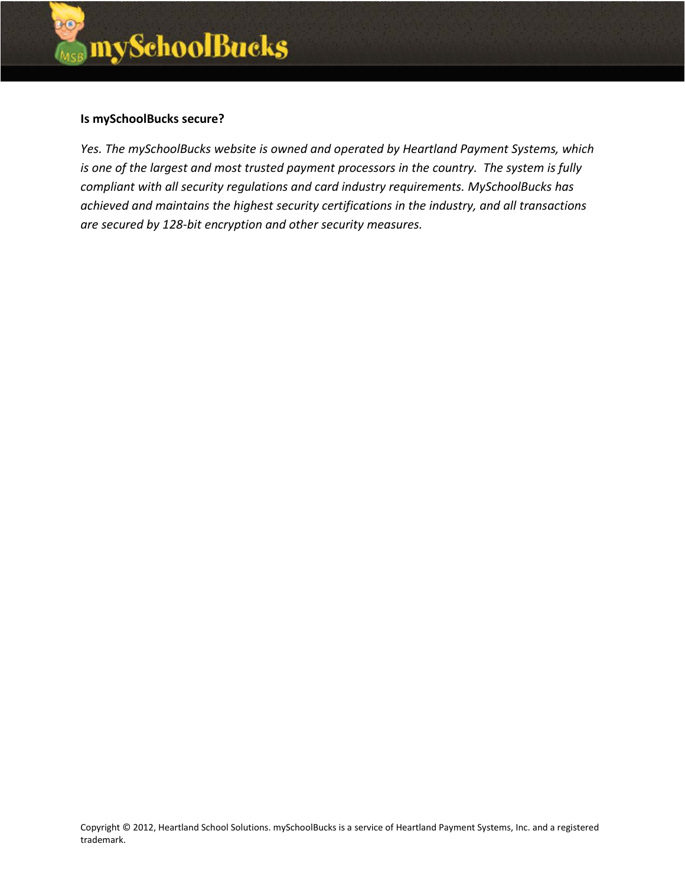**Is mySchoolBucks secure?**

*Yes. The mySchoolBucks website is owned and operated by Heartland Payment Systems, which is one of the largest and most trusted payment processors in the country. The system is fully compliant with all security regulations and card industry requirements. MySchoolBucks has achieved and maintains the highest security certifications in the industry, and all transactions are secured by 128-bit encryption and other security measures.*